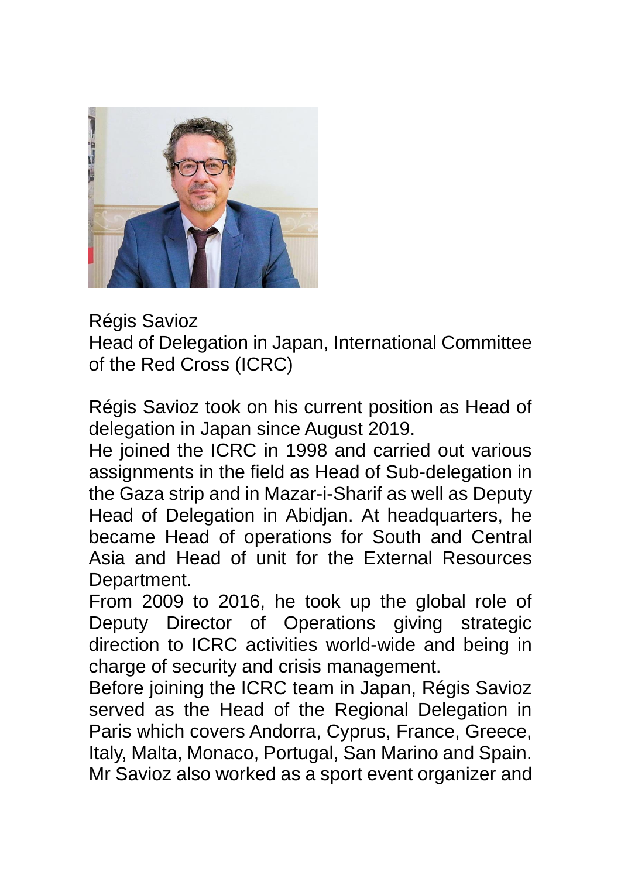Régis Savioz
Head of Delegation in Japan, International Committee of the Red Cross (ICRC)

Régis Savioz took on his current position as Head of delegation in Japan since August 2019.
He joined the ICRC in 1998 and carried out various assignments in the field as Head of Sub-delegation in the Gaza strip and in Mazar-i-Sharif as well as Deputy Head of Delegation in Abidjan. At headquarters, he became Head of operations for South and Central Asia and Head of unit for the External Resources Department.
From 2009 to 2016, he took up the global role of Deputy Director of Operations giving strategic direction to ICRC activities world-wide and being in charge of security and crisis management.
Before joining the ICRC team in Japan, Régis Savioz served as the Head of the Regional Delegation in Paris which covers Andorra, Cyprus, France, Greece, Italy, Malta, Monaco, Portugal, San Marino and Spain.
Mr Savioz also worked as a sport event organizer and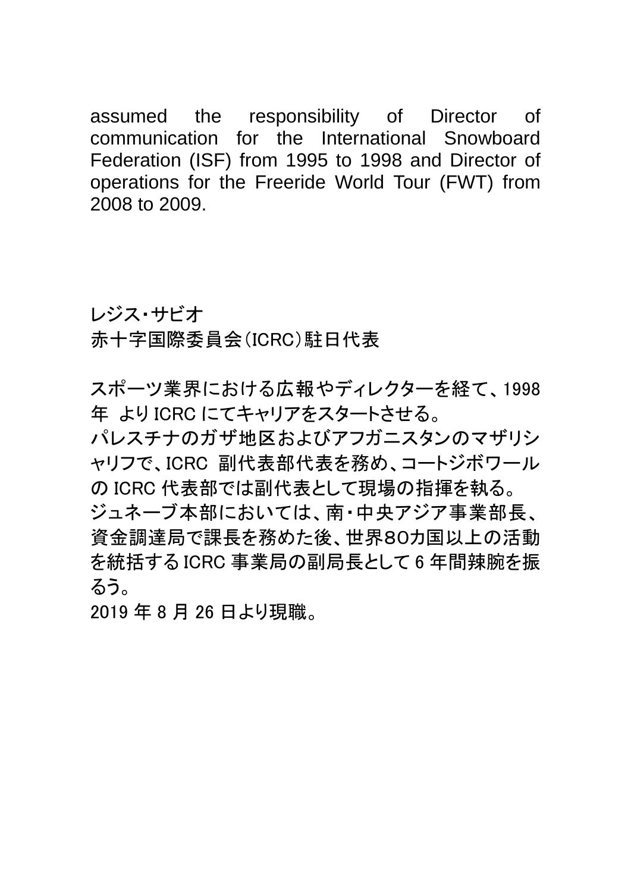assumed the responsibility of Director of communication for the International Snowboard Federation (ISF) from 1995 to 1998 and Director of operations for the Freeride World Tour (FWT) from 2008 to 2009.

レジス・サビオ
赤十字国際委員会(ICRC)駐日代表

スポーツ業界における広報やディレクターを経て、1998年 より ICRC にてキャリアをスタートさせる。
パレスチナのガザ地区およびアフガニスタンのマザリシャリフで、ICRC 副代表部代表を務め、コートジボワールの ICRC 代表部では副代表として現場の指揮を執る。
ジュネーブ本部においては、南・中央アジア事業部長、資金調達局で課長を務めた後、世界80カ国以上の活動を統括する ICRC 事業局の副局長として 6 年間辣腕を振るう。
2019 年 8 月 26 日より現職。